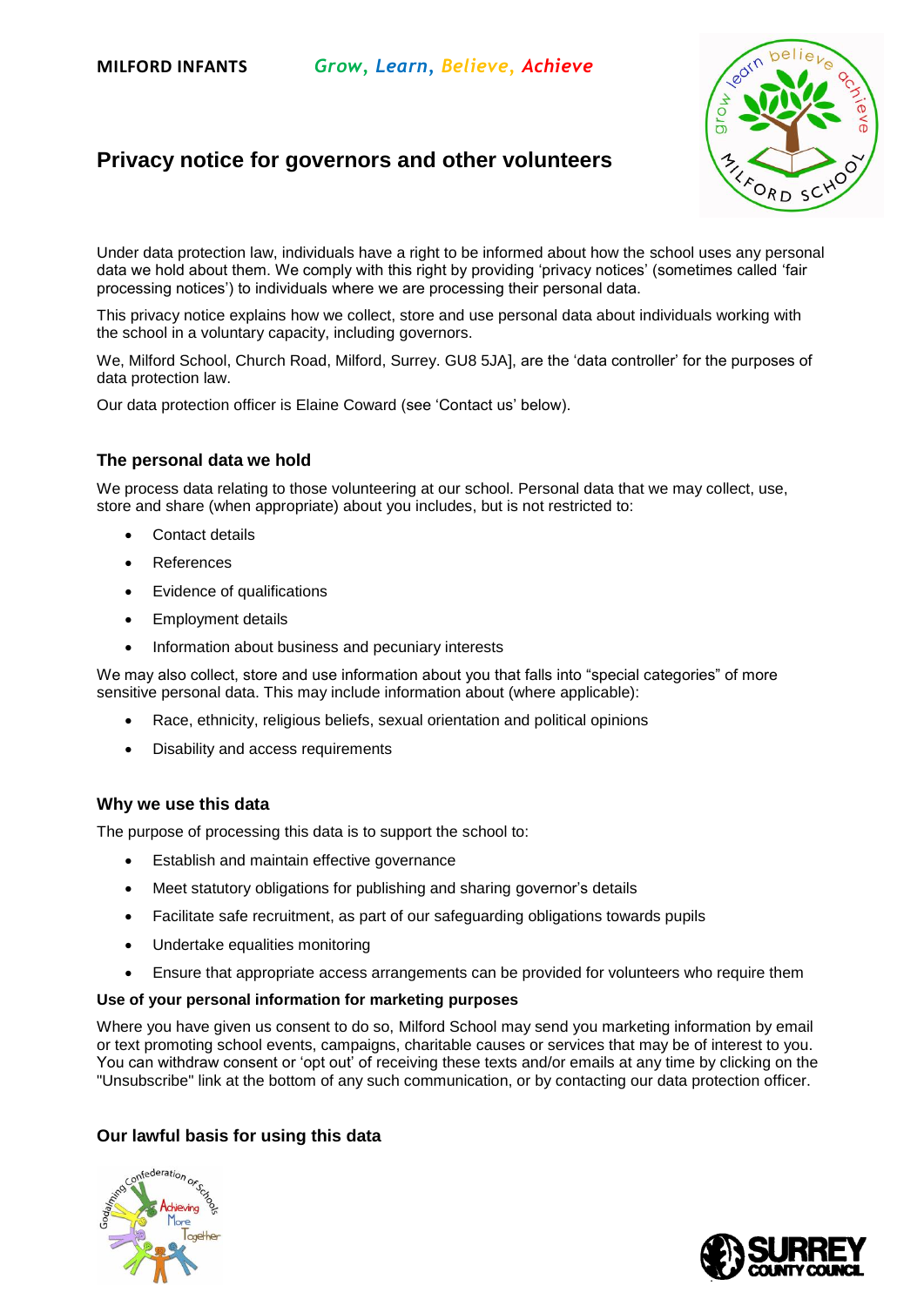MILFORD INFANTS *Grow, Learn, Believe, Achieve*

# Privacy notice for governors and other volunteers

Under data protection law, individuals have a right to be informed about how the school uses any personal data we hold about them. We comply with this right by providing 'privacy notices' (sometimes called 'fair processing notices') to individuals where we are processing their personal data.

This privacy notice explains how we collect, store and use personal data about individuals working with the school in a voluntary capacity, including governors.

We, Milford School, Church Road, Milford, Surrey. GU8 5JA], are the 'data controller' for the purposes of data protection law.

Our data protection officer is Elaine Coward (see 'Contact us' below).

## The personal data we hold

We process data relating to those volunteering at our school. Personal data that we may collect, use, store and share (when appropriate) about you includes, but is not restricted to:

- Contact details
- References
- Evidence of qualifications
- Employment details
- Information about business and pecuniary interests

We may also collect, store and use information about you that falls into "special categories" of more sensitive personal data. This may include information about (where applicable):

- Race, ethnicity, religious beliefs, sexual orientation and political opinions
- Disability and access requirements

## Why we use this data

The purpose of processing this data is to support the school to:

- Establish and maintain effective governance
- Meet statutory obligations for publishing and sharing governor's details
- Facilitate safe recruitment, as part of our safeguarding obligations towards pupils
- Undertake equalities monitoring
- Ensure that appropriate access arrangements can be provided for volunteers who require them

### Use of your personal information for marketing purposes

Where you have given us consent to do so, Milford School may send you marketing information by email or text promoting school events, campaigns, charitable causes or services that may be of interest to you. You can withdraw consent or 'opt out' of receiving these texts and/or emails at any time by clicking on the "Unsubscribe" link at the bottom of any such communication, or by contacting our data protection officer.

## Our lawful basis for using this data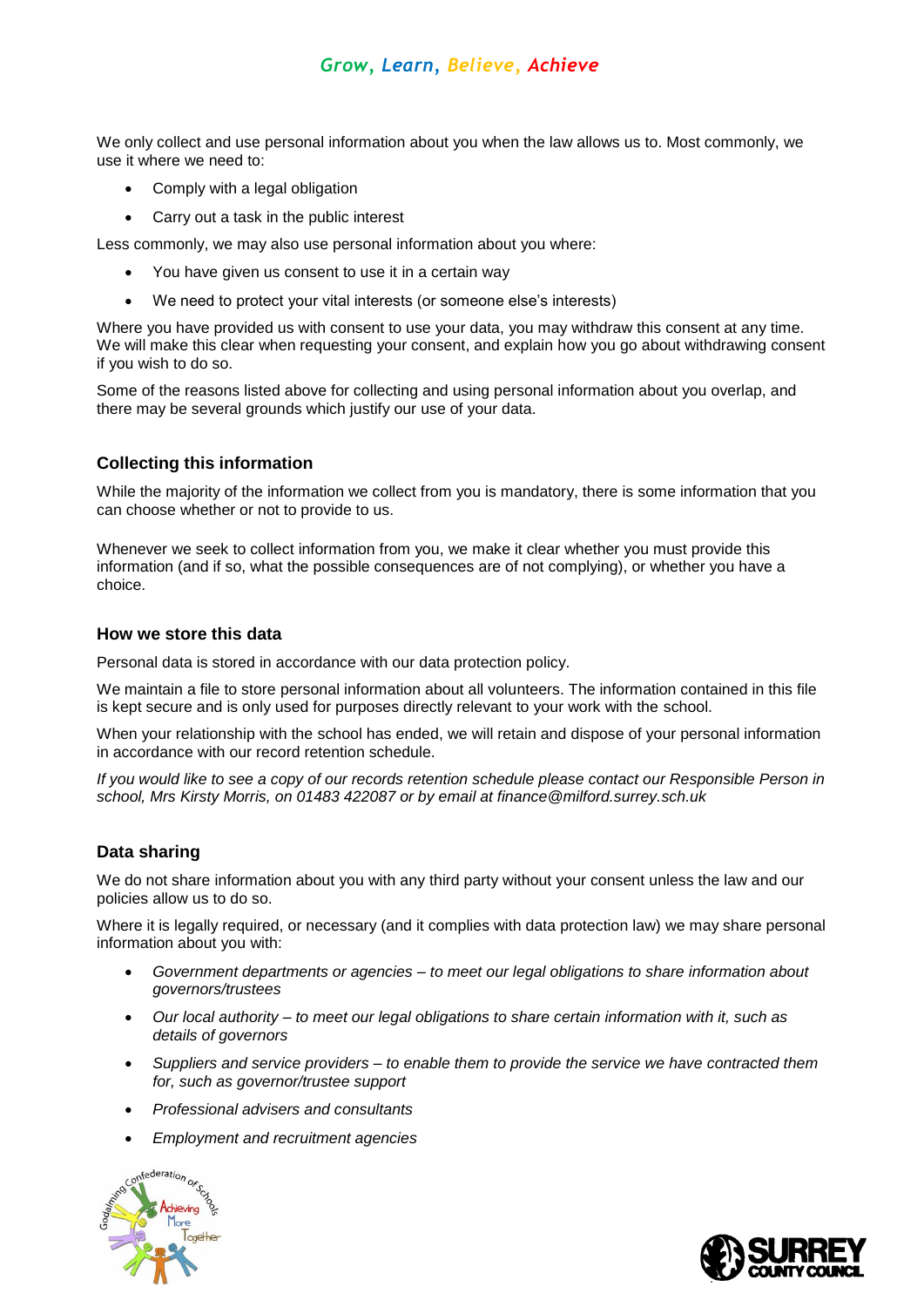We only collect and use personal information about you when the law allows us to. Most commonly, we use it where we need to:

- Comply with a legal obligation
- Carry out a task in the public interest

Less commonly, we may also use personal information about you where:

- You have given us consent to use it in a certain way
- We need to protect your vital interests (or someone else's interests)

Where you have provided us with consent to use your data, you may withdraw this consent at any time. We will make this clear when requesting your consent, and explain how you go about withdrawing consent if you wish to do so.

Some of the reasons listed above for collecting and using personal information about you overlap, and there may be several grounds which justify our use of your data.

### Collecting this information

While the majority of the information we collect from you is mandatory, there is some information that you can choose whether or not to provide to us.

Whenever we seek to collect information from you, we make it clear whether you must provide this information (and if so, what the possible consequences are of not complying), or whether you have a choice.

### How we store this data

Personal data is stored in accordance with our data protection policy.

We maintain a file to store personal information about all volunteers. The information contained in this file is kept secure and is only used for purposes directly relevant to your work with the school.

When your relationship with the school has ended, we will retain and dispose of your personal information in accordance with our record retention schedule.

*If you would like to see a copy of our records retention schedule please contact our Responsible Person in school, Mrs Kirsty Morris, on 01483 422087 or by email at finance@milford.surrey.sch.uk*

### Data sharing

We do not share information about you with any third party without your consent unless the law and our policies allow us to do so.

Where it is legally required, or necessary (and it complies with data protection law) we may share personal information about you with:

- *Government departments or agencies – to meet our legal obligations to share information about governors/trustees*
- *Our local authority – to meet our legal obligations to share certain information with it, such as details of governors*
- *Suppliers and service providers – to enable them to provide the service we have contracted them for, such as governor/trustee support*
- *Professional advisers and consultants*
- *Employment and recruitment agencies*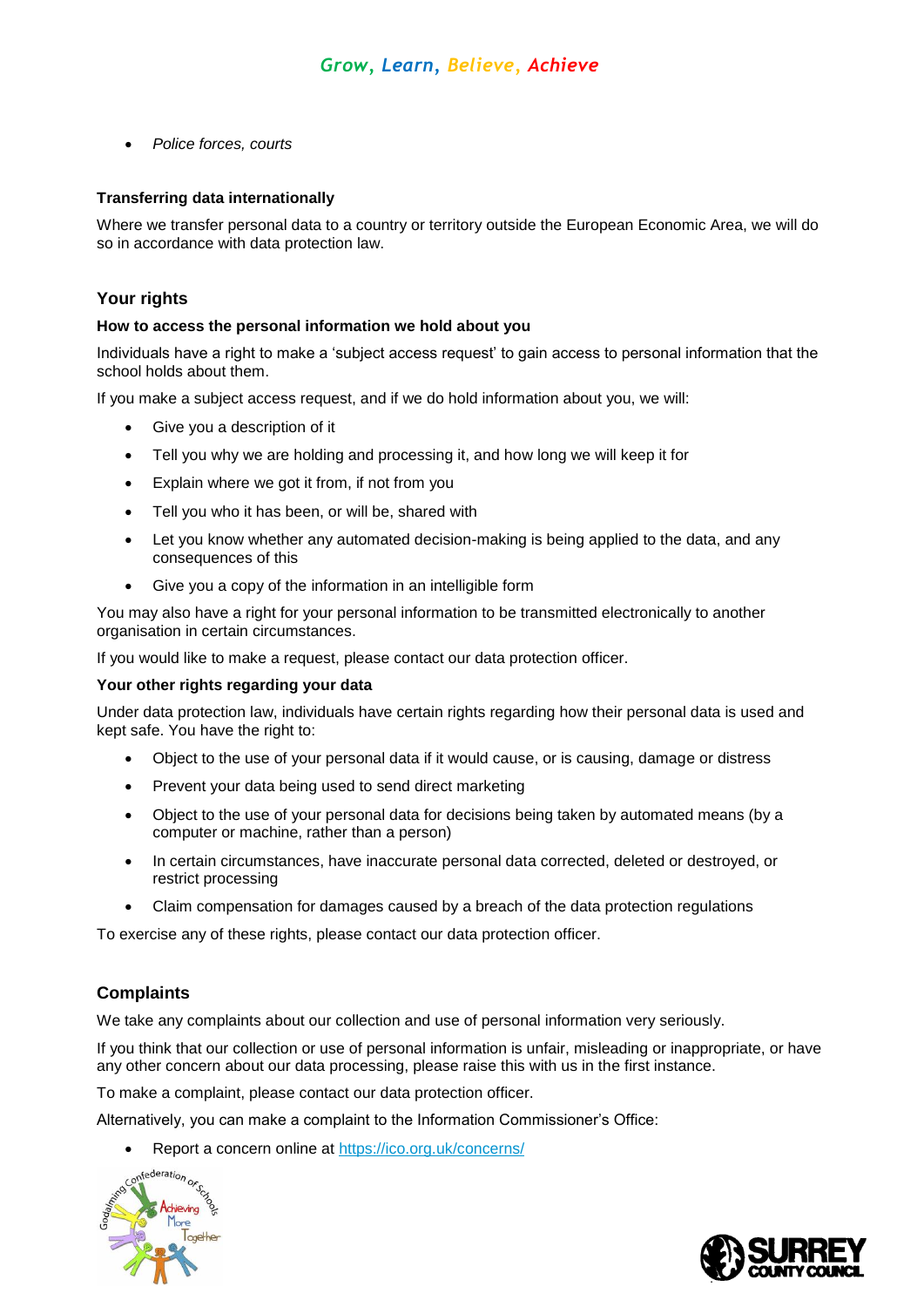- *Police forces, courts*

#### Transferring data internationally

Where we transfer personal data to a country or territory outside the European Economic Area, we will do so in accordance with data protection law.

### Your rights

#### How to access the personal information we hold about you

Individuals have a right to make a 'subject access request' to gain access to personal information that the school holds about them.

If you make a subject access request, and if we do hold information about you, we will:

- Give you a description of it
- Tell you why we are holding and processing it, and how long we will keep it for
- Explain where we got it from, if not from you
- Tell you who it has been, or will be, shared with
- Let you know whether any automated decision-making is being applied to the data, and any consequences of this
- Give you a copy of the information in an intelligible form

You may also have a right for your personal information to be transmitted electronically to another organisation in certain circumstances.

If you would like to make a request, please contact our data protection officer.

#### Your other rights regarding your data

Under data protection law, individuals have certain rights regarding how their personal data is used and kept safe. You have the right to:

- Object to the use of your personal data if it would cause, or is causing, damage or distress
- Prevent your data being used to send direct marketing
- Object to the use of your personal data for decisions being taken by automated means (by a computer or machine, rather than a person)
- In certain circumstances, have inaccurate personal data corrected, deleted or destroyed, or restrict processing
- Claim compensation for damages caused by a breach of the data protection regulations

To exercise any of these rights, please contact our data protection officer.

### Complaints

We take any complaints about our collection and use of personal information very seriously.

If you think that our collection or use of personal information is unfair, misleading or inappropriate, or have any other concern about our data processing, please raise this with us in the first instance.

To make a complaint, please contact our data protection officer.

Alternatively, you can make a complaint to the Information Commissioner's Office:

- Report a concern online at https://ico.org.uk/concerns/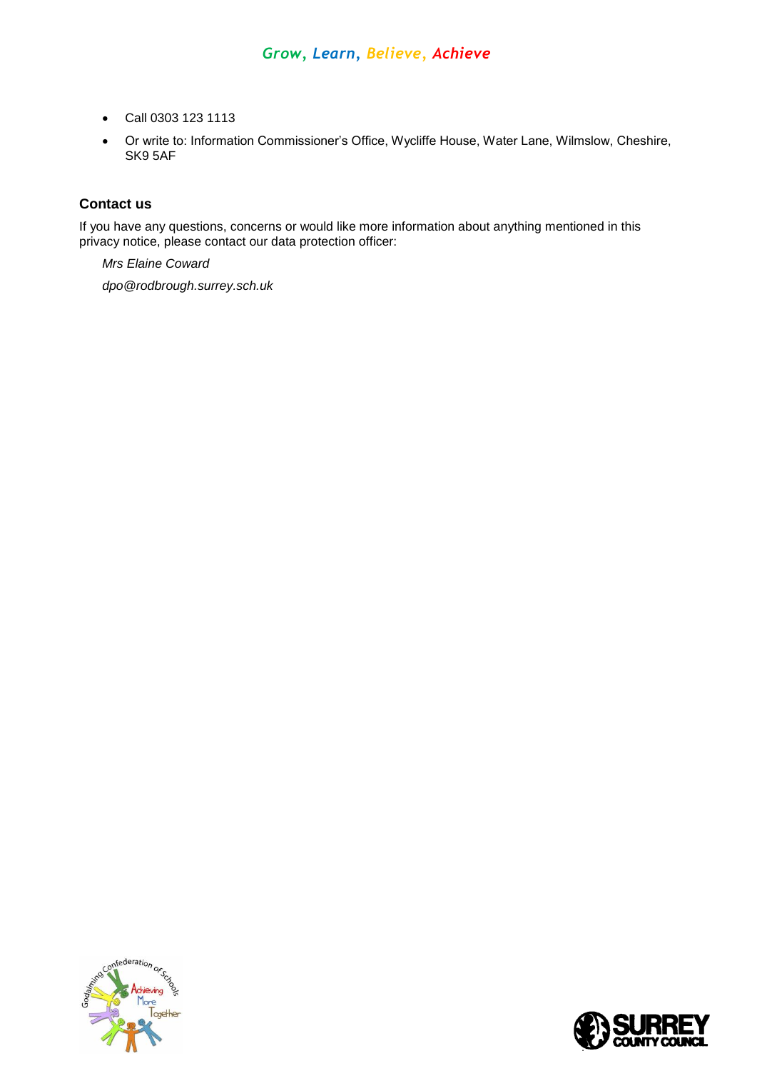- Call 0303 123 1113
- Or write to: Information Commissioner's Office, Wycliffe House, Water Lane, Wilmslow, Cheshire, SK9 5AF

### Contact us

If you have any questions, concerns or would like more information about anything mentioned in this privacy notice, please contact our data protection officer:

*Mrs Elaine Coward*

*dpo@rodbrough.surrey.sch.uk*